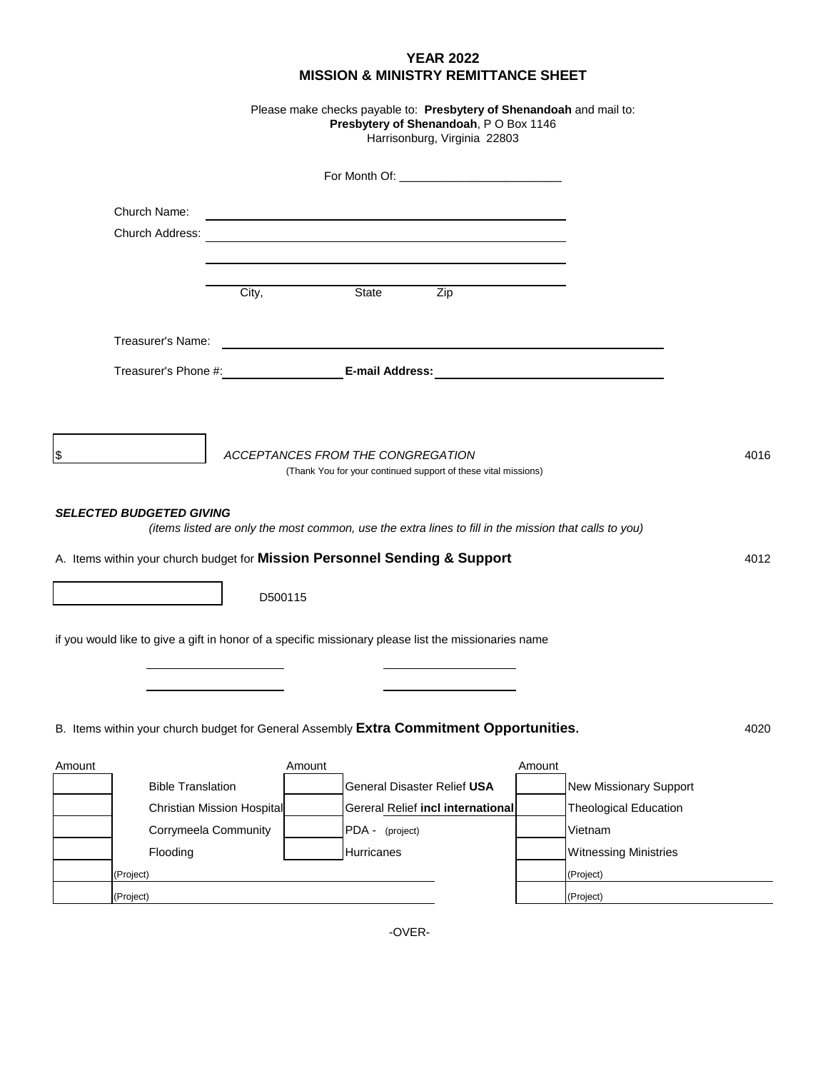# YEAR 2022
## MISSION & MINISTRY REMITTANCE SHEET

Please make checks payable to: **Presbytery of Shenandoah** and mail to:
**Presbytery of Shenandoah**, P O Box 1146
Harrisonburg, Virginia 22803

For Month Of: ________________________

Church Name: ______________________________

Church Address: ______________________________

______________________________

______________________________
City, State Zip

Treasurer's Name: ______________________________

Treasurer's Phone #: ______________ **E-mail Address:** ______________________________

$ ____________ *ACCEPTANCES FROM THE CONGREGATION* 4016
(Thank You for your continued support of these vital missions)

***SELECTED BUDGETED GIVING***
*(items listed are only the most common, use the extra lines to fill in the mission that calls to you)*

A. Items within your church budget for **Mission Personnel Sending & Support** 4012

____________ D500115

if you would like to give a gift in honor of a specific missionary please list the missionaries name

______________ ______________

______________ ______________

B. Items within your church budget for General Assembly **Extra Commitment Opportunities.** 4020

| Amount | | Amount | | Amount | |
|---|---|---|---|---|---|
| | Bible Translation | | General Disaster Relief **USA** | | New Missionary Support |
| | Christian Mission Hospital | | Gereral Relief **incl international** | | Theological Education |
| | Corrymeela Community | | PDA - (project) | | Vietnam |
| | Flooding | | Hurricanes | | Witnessing Ministries |
| | (Project) | | | | (Project) |
| | (Project) | | | | (Project) |

-OVER-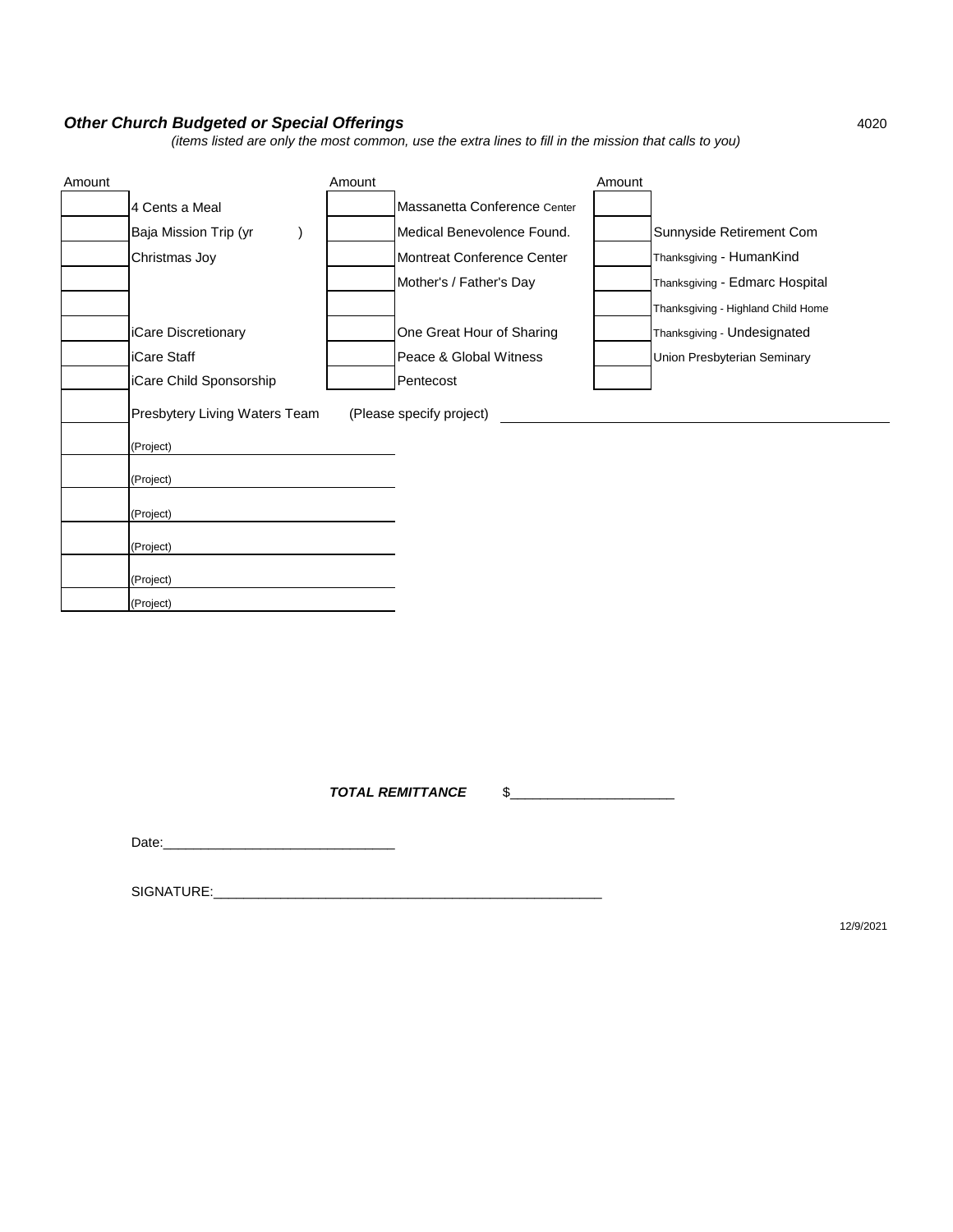***Other Church Budgeted or Special Offerings*** 4020

*(items listed are only the most common, use the extra lines to fill in the mission that calls to you)*

| Amount | | Amount | | Amount | |
|---|---|---|---|---|---|
| | 4 Cents a Meal | | Massanetta Conference Center | | |
| | Baja Mission Trip (yr ) | | Medical Benevolence Found. | | Sunnyside Retirement Com |
| | Christmas Joy | | Montreat Conference Center | | Thanksgiving - HumanKind |
| | | | Mother's / Father's Day | | Thanksgiving - Edmarc Hospital |
| | | | | | Thanksgiving - Highland Child Home |
| | iCare Discretionary | | One Great Hour of Sharing | | Thanksgiving - Undesignated |
| | iCare Staff | | Peace & Global Witness | | Union Presbyterian Seminary |
| | iCare Child Sponsorship | | Pentecost | | |

| | |
|---|---|
| | Presbytery Living Waters Team (Please specify project) ______________________ |
| | (Project) ______________________ |
| | (Project) ______________________ |
| | (Project) ______________________ |
| | (Project) ______________________ |
| | (Project) ______________________ |
| | (Project) ______________________ |

***TOTAL REMITTANCE*** $______________________

Date:_______________________________

SIGNATURE:______________________________________________________

12/9/2021